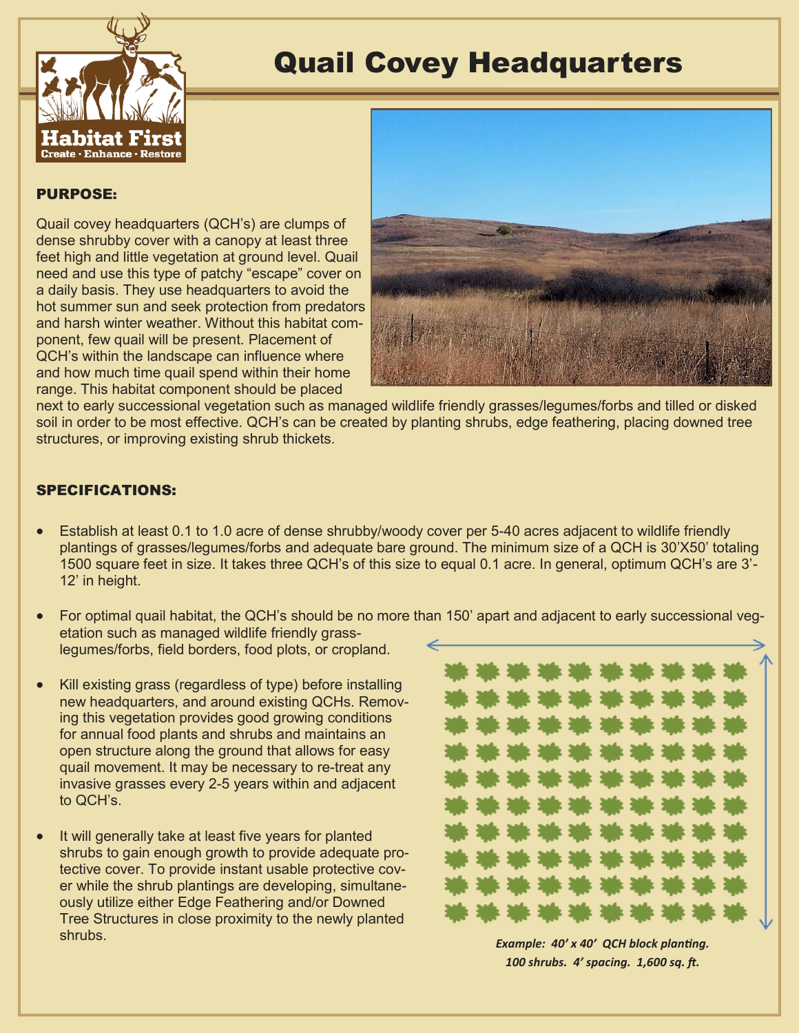# Quail Covey Headquarters

## PURPOSE:

Quail covey headquarters (QCH's) are clumps of dense shrubby cover with a canopy at least three feet high and little vegetation at ground level. Quail need and use this type of patchy "escape" cover on a daily basis. They use headquarters to avoid the hot summer sun and seek protection from predators and harsh winter weather. Without this habitat component, few quail will be present. Placement of QCH's within the landscape can influence where and how much time quail spend within their home range. This habitat component should be placed next to early successional vegetation such as managed wildlife friendly grasses/legumes/forbs and tilled or disked soil in order to be most effective. QCH's can be created by planting shrubs, edge feathering, placing downed tree structures, or improving existing shrub thickets.

## SPECIFICATIONS:

- Establish at least 0.1 to 1.0 acre of dense shrubby/woody cover per 5-40 acres adjacent to wildlife friendly plantings of grasses/legumes/forbs and adequate bare ground. The minimum size of a QCH is 30'X50' totaling 1500 square feet in size. It takes three QCH's of this size to equal 0.1 acre. In general, optimum QCH's are 3'-12' in height.
- For optimal quail habitat, the QCH's should be no more than 150' apart and adjacent to early successional vegetation such as managed wildlife friendly grass-legumes/forbs, field borders, food plots, or cropland.
- Kill existing grass (regardless of type) before installing new headquarters, and around existing QCHs. Removing this vegetation provides good growing conditions for annual food plants and shrubs and maintains an open structure along the ground that allows for easy quail movement. It may be necessary to re-treat any invasive grasses every 2-5 years within and adjacent to QCH's.
- It will generally take at least five years for planted shrubs to gain enough growth to provide adequate protective cover. To provide instant usable protective cover while the shrub plantings are developing, simultaneously utilize either Edge Feathering and/or Downed Tree Structures in close proximity to the newly planted shrubs.

*Example: 40' x 40' QCH block planting. 100 shrubs. 4' spacing. 1,600 sq. ft.*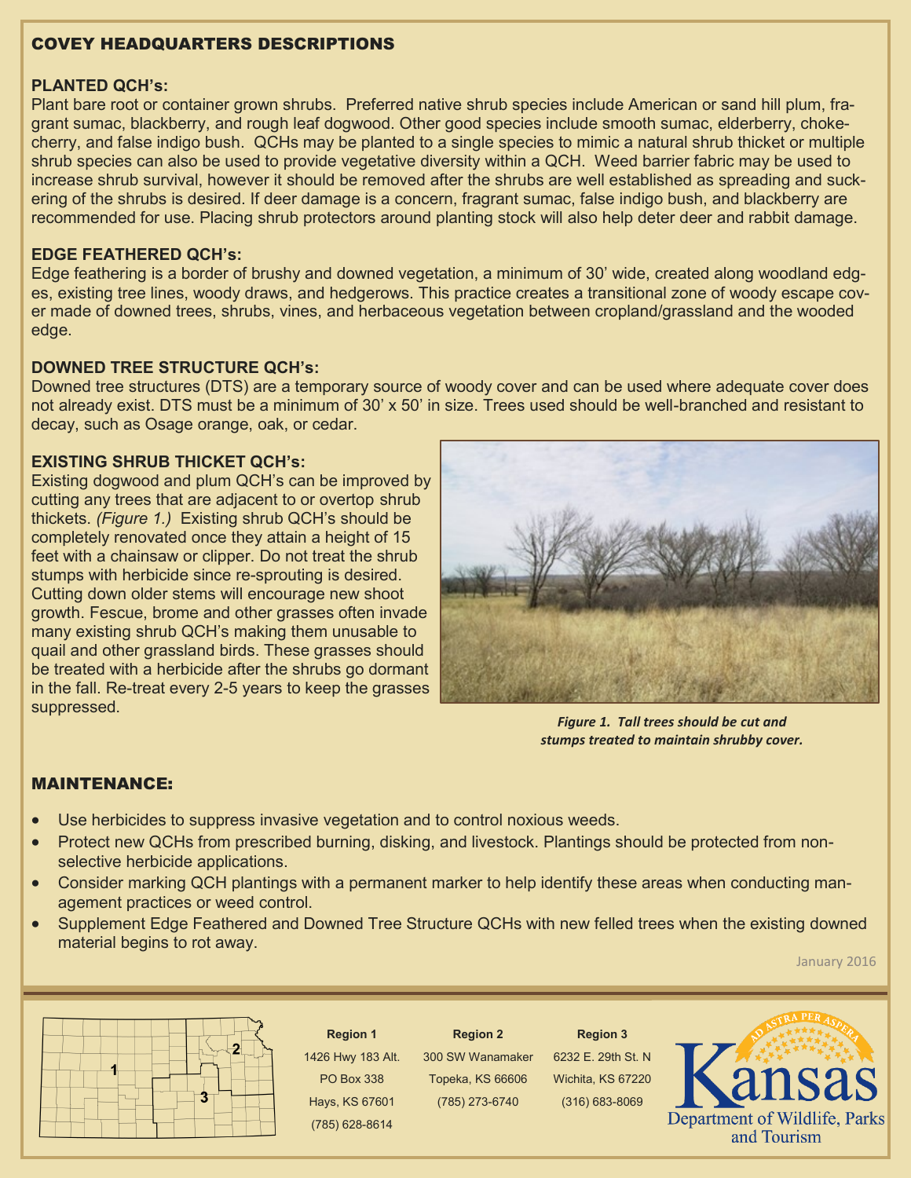## COVEY HEADQUARTERS DESCRIPTIONS

### PLANTED QCH's:

Plant bare root or container grown shrubs. Preferred native shrub species include American or sand hill plum, fragrant sumac, blackberry, and rough leaf dogwood. Other good species include smooth sumac, elderberry, chokecherry, and false indigo bush. QCHs may be planted to a single species to mimic a natural shrub thicket or multiple shrub species can also be used to provide vegetative diversity within a QCH. Weed barrier fabric may be used to increase shrub survival, however it should be removed after the shrubs are well established as spreading and suckering of the shrubs is desired. If deer damage is a concern, fragrant sumac, false indigo bush, and blackberry are recommended for use. Placing shrub protectors around planting stock will also help deter deer and rabbit damage.

### EDGE FEATHERED QCH's:

Edge feathering is a border of brushy and downed vegetation, a minimum of 30' wide, created along woodland edges, existing tree lines, woody draws, and hedgerows. This practice creates a transitional zone of woody escape cover made of downed trees, shrubs, vines, and herbaceous vegetation between cropland/grassland and the wooded edge.

### DOWNED TREE STRUCTURE QCH's:

Downed tree structures (DTS) are a temporary source of woody cover and can be used where adequate cover does not already exist. DTS must be a minimum of 30' x 50' in size. Trees used should be well-branched and resistant to decay, such as Osage orange, oak, or cedar.

### EXISTING SHRUB THICKET QCH's:

Existing dogwood and plum QCH's can be improved by cutting any trees that are adjacent to or overtop shrub thickets. *(Figure 1.)* Existing shrub QCH's should be completely renovated once they attain a height of 15 feet with a chainsaw or clipper. Do not treat the shrub stumps with herbicide since re-sprouting is desired. Cutting down older stems will encourage new shoot growth. Fescue, brome and other grasses often invade many existing shrub QCH's making them unusable to quail and other grassland birds. These grasses should be treated with a herbicide after the shrubs go dormant in the fall. Re-treat every 2-5 years to keep the grasses suppressed.

***Figure 1. Tall trees should be cut and stumps treated to maintain shrubby cover.***

## MAINTENANCE:

- Use herbicides to suppress invasive vegetation and to control noxious weeds.
- Protect new QCHs from prescribed burning, disking, and livestock. Plantings should be protected from non-selective herbicide applications.
- Consider marking QCH plantings with a permanent marker to help identify these areas when conducting management practices or weed control.
- Supplement Edge Feathered and Downed Tree Structure QCHs with new felled trees when the existing downed material begins to rot away.

January 2016

| Region 1 | Region 2 | Region 3 |
|---|---|---|
| 1426 Hwy 183 Alt. | 300 SW Wanamaker | 6232 E. 29th St. N |
| PO Box 338 | Topeka, KS 66606 | Wichita, KS 67220 |
| Hays, KS 67601 | (785) 273-6740 | (316) 683-8069 |
| (785) 628-8614 | | |

AD ASTRA PER ASPERA

Kansas Department of Wildlife, Parks and Tourism